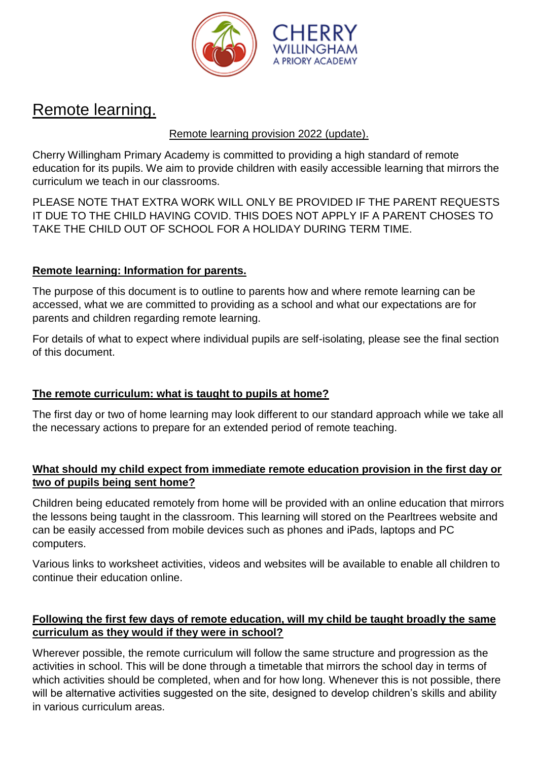# Remote learning.

Remote learning provision 2022 (update).

Cherry Willingham Primary Academy is committed to providing a high standard of remote education for its pupils. We aim to provide children with easily accessible learning that mirrors the curriculum we teach in our classrooms.

PLEASE NOTE THAT EXTRA WORK WILL ONLY BE PROVIDED IF THE PARENT REQUESTS IT DUE TO THE CHILD HAVING COVID. THIS DOES NOT APPLY IF A PARENT CHOSES TO TAKE THE CHILD OUT OF SCHOOL FOR A HOLIDAY DURING TERM TIME.

## Remote learning: Information for parents.

The purpose of this document is to outline to parents how and where remote learning can be accessed, what we are committed to providing as a school and what our expectations are for parents and children regarding remote learning.

For details of what to expect where individual pupils are self-isolating, please see the final section of this document.

## The remote curriculum: what is taught to pupils at home?

The first day or two of home learning may look different to our standard approach while we take all the necessary actions to prepare for an extended period of remote teaching.

## What should my child expect from immediate remote education provision in the first day or two of pupils being sent home?

Children being educated remotely from home will be provided with an online education that mirrors the lessons being taught in the classroom. This learning will stored on the Pearltrees website and can be easily accessed from mobile devices such as phones and iPads, laptops and PC computers.

Various links to worksheet activities, videos and websites will be available to enable all children to continue their education online.

## Following the first few days of remote education, will my child be taught broadly the same curriculum as they would if they were in school?

Wherever possible, the remote curriculum will follow the same structure and progression as the activities in school. This will be done through a timetable that mirrors the school day in terms of which activities should be completed, when and for how long. Whenever this is not possible, there will be alternative activities suggested on the site, designed to develop children's skills and ability in various curriculum areas.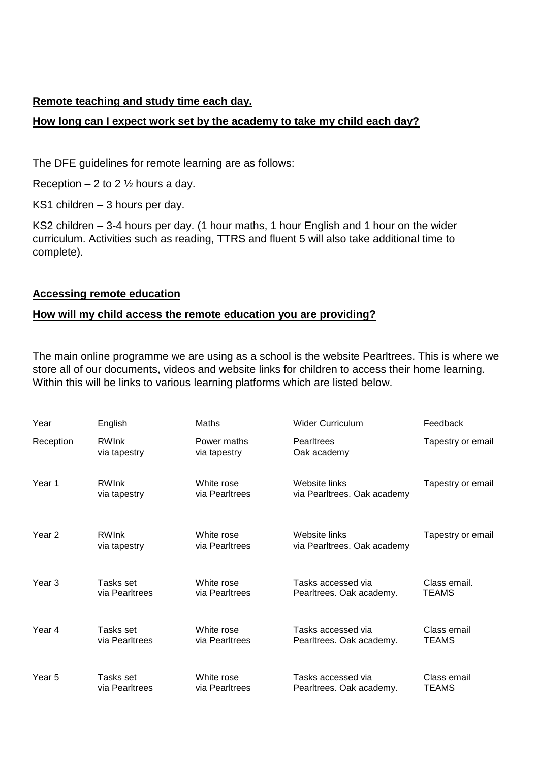**Remote teaching and study time each day.**

**How long can I expect work set by the academy to take my child each day?**

The DFE guidelines for remote learning are as follows:

Reception – 2 to 2 ½ hours a day.

KS1 children – 3 hours per day.

KS2 children – 3-4 hours per day. (1 hour maths, 1 hour English and 1 hour on the wider curriculum. Activities such as reading, TTRS and fluent 5 will also take additional time to complete).

**Accessing remote education**

**How will my child access the remote education you are providing?**

The main online programme we are using as a school is the website Pearltrees. This is where we store all of our documents, videos and website links for children to access their home learning. Within this will be links to various learning platforms which are listed below.

| Year | English | Maths | Wider Curriculum | Feedback |
|---|---|---|---|---|
| Reception | RWInk via tapestry | Power maths via tapestry | Pearltrees Oak academy | Tapestry or email |
| Year 1 | RWInk via tapestry | White rose via Pearltrees | Website links via Pearltrees. Oak academy | Tapestry or email |
| Year 2 | RWInk via tapestry | White rose via Pearltrees | Website links via Pearltrees. Oak academy | Tapestry or email |
| Year 3 | Tasks set via Pearltrees | White rose via Pearltrees | Tasks accessed via Pearltrees. Oak academy. | Class email. TEAMS |
| Year 4 | Tasks set via Pearltrees | White rose via Pearltrees | Tasks accessed via Pearltrees. Oak academy. | Class email TEAMS |
| Year 5 | Tasks set via Pearltrees | White rose via Pearltrees | Tasks accessed via Pearltrees. Oak academy. | Class email TEAMS |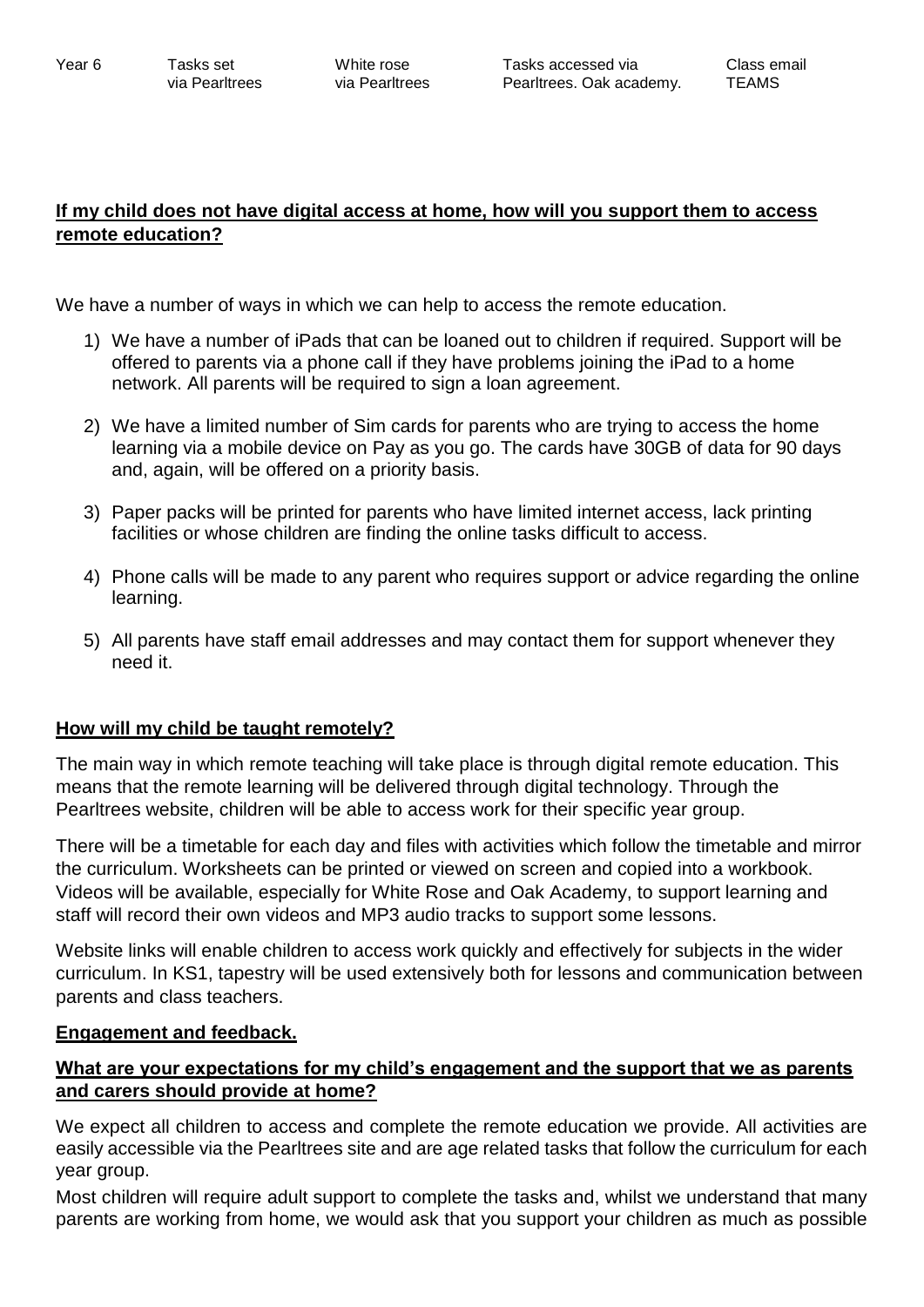| Year 6 | Tasks set via Pearltrees | White rose via Pearltrees | Tasks accessed via Pearltrees. Oak academy. | Class email TEAMS |
|---|---|---|---|---|

**If my child does not have digital access at home, how will you support them to access remote education?**

We have a number of ways in which we can help to access the remote education.

1) We have a number of iPads that can be loaned out to children if required. Support will be offered to parents via a phone call if they have problems joining the iPad to a home network. All parents will be required to sign a loan agreement.

2) We have a limited number of Sim cards for parents who are trying to access the home learning via a mobile device on Pay as you go. The cards have 30GB of data for 90 days and, again, will be offered on a priority basis.

3) Paper packs will be printed for parents who have limited internet access, lack printing facilities or whose children are finding the online tasks difficult to access.

4) Phone calls will be made to any parent who requires support or advice regarding the online learning.

5) All parents have staff email addresses and may contact them for support whenever they need it.

**How will my child be taught remotely?**

The main way in which remote teaching will take place is through digital remote education. This means that the remote learning will be delivered through digital technology. Through the Pearltrees website, children will be able to access work for their specific year group.

There will be a timetable for each day and files with activities which follow the timetable and mirror the curriculum. Worksheets can be printed or viewed on screen and copied into a workbook. Videos will be available, especially for White Rose and Oak Academy, to support learning and staff will record their own videos and MP3 audio tracks to support some lessons.

Website links will enable children to access work quickly and effectively for subjects in the wider curriculum. In KS1, tapestry will be used extensively both for lessons and communication between parents and class teachers.

**Engagement and feedback.**

**What are your expectations for my child's engagement and the support that we as parents and carers should provide at home?**

We expect all children to access and complete the remote education we provide. All activities are easily accessible via the Pearltrees site and are age related tasks that follow the curriculum for each year group.

Most children will require adult support to complete the tasks and, whilst we understand that many parents are working from home, we would ask that you support your children as much as possible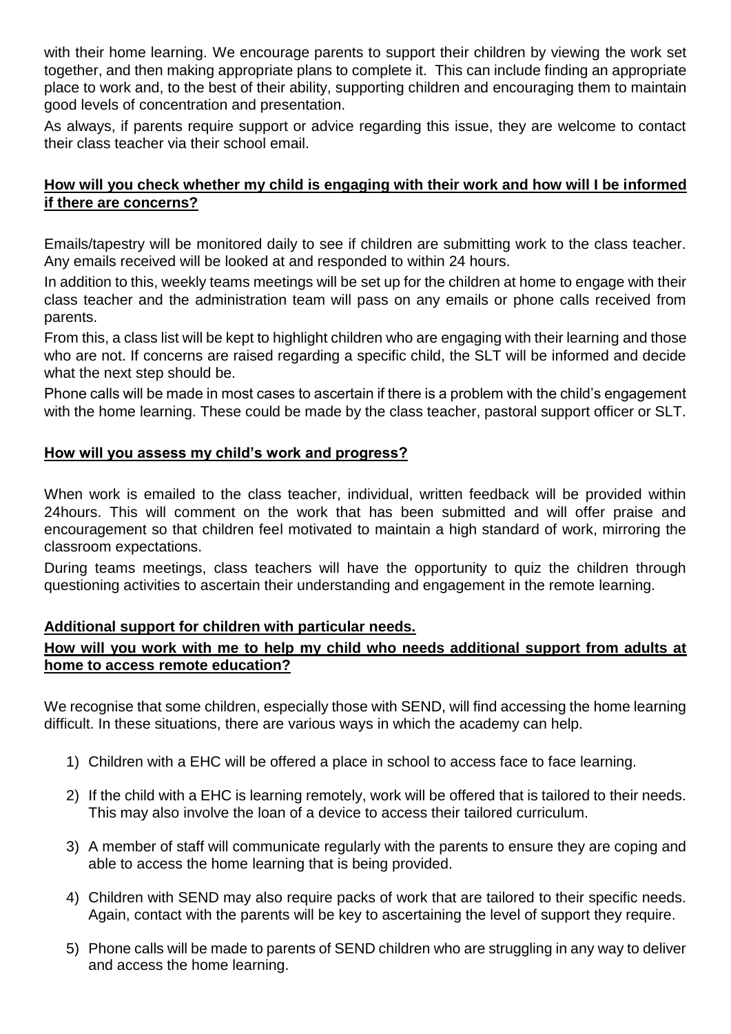with their home learning. We encourage parents to support their children by viewing the work set together, and then making appropriate plans to complete it. This can include finding an appropriate place to work and, to the best of their ability, supporting children and encouraging them to maintain good levels of concentration and presentation.

As always, if parents require support or advice regarding this issue, they are welcome to contact their class teacher via their school email.

### How will you check whether my child is engaging with their work and how will I be informed if there are concerns?

Emails/tapestry will be monitored daily to see if children are submitting work to the class teacher. Any emails received will be looked at and responded to within 24 hours.

In addition to this, weekly teams meetings will be set up for the children at home to engage with their class teacher and the administration team will pass on any emails or phone calls received from parents.

From this, a class list will be kept to highlight children who are engaging with their learning and those who are not. If concerns are raised regarding a specific child, the SLT will be informed and decide what the next step should be.

Phone calls will be made in most cases to ascertain if there is a problem with the child's engagement with the home learning. These could be made by the class teacher, pastoral support officer or SLT.

### How will you assess my child's work and progress?

When work is emailed to the class teacher, individual, written feedback will be provided within 24hours. This will comment on the work that has been submitted and will offer praise and encouragement so that children feel motivated to maintain a high standard of work, mirroring the classroom expectations.

During teams meetings, class teachers will have the opportunity to quiz the children through questioning activities to ascertain their understanding and engagement in the remote learning.

### Additional support for children with particular needs.

### How will you work with me to help my child who needs additional support from adults at home to access remote education?

We recognise that some children, especially those with SEND, will find accessing the home learning difficult. In these situations, there are various ways in which the academy can help.

1) Children with a EHC will be offered a place in school to access face to face learning.
2) If the child with a EHC is learning remotely, work will be offered that is tailored to their needs. This may also involve the loan of a device to access their tailored curriculum.
3) A member of staff will communicate regularly with the parents to ensure they are coping and able to access the home learning that is being provided.
4) Children with SEND may also require packs of work that are tailored to their specific needs. Again, contact with the parents will be key to ascertaining the level of support they require.
5) Phone calls will be made to parents of SEND children who are struggling in any way to deliver and access the home learning.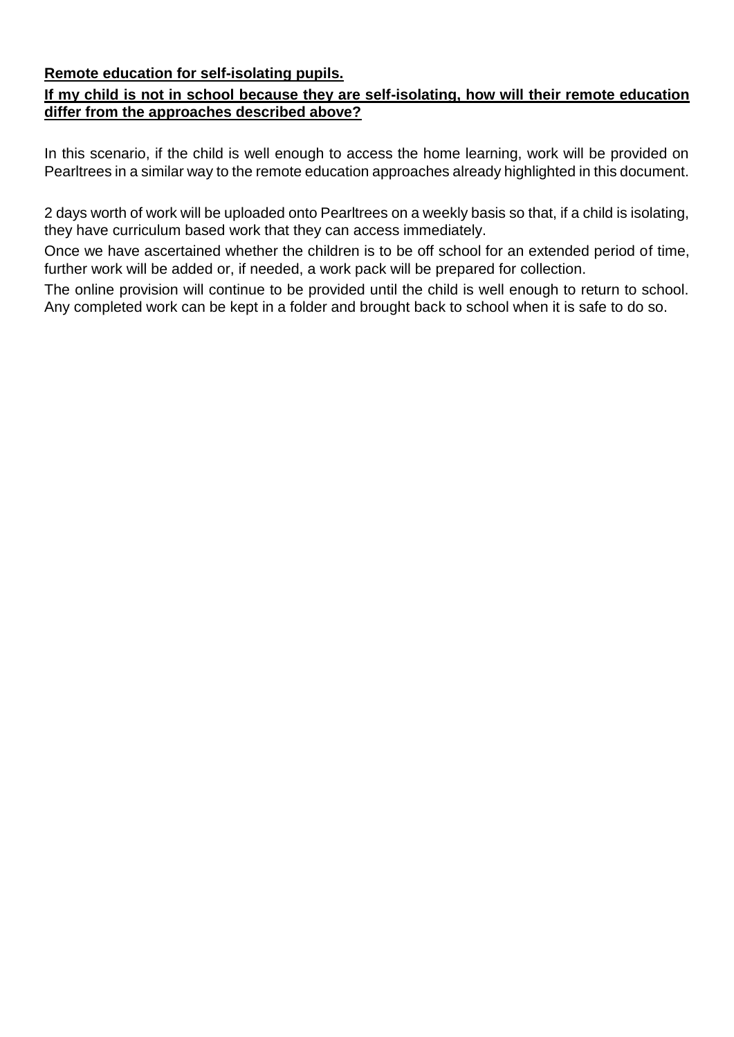**Remote education for self-isolating pupils.**

**If my child is not in school because they are self-isolating, how will their remote education differ from the approaches described above?**

In this scenario, if the child is well enough to access the home learning, work will be provided on Pearltrees in a similar way to the remote education approaches already highlighted in this document.

2 days worth of work will be uploaded onto Pearltrees on a weekly basis so that, if a child is isolating, they have curriculum based work that they can access immediately.

Once we have ascertained whether the children is to be off school for an extended period of time, further work will be added or, if needed, a work pack will be prepared for collection.

The online provision will continue to be provided until the child is well enough to return to school. Any completed work can be kept in a folder and brought back to school when it is safe to do so.